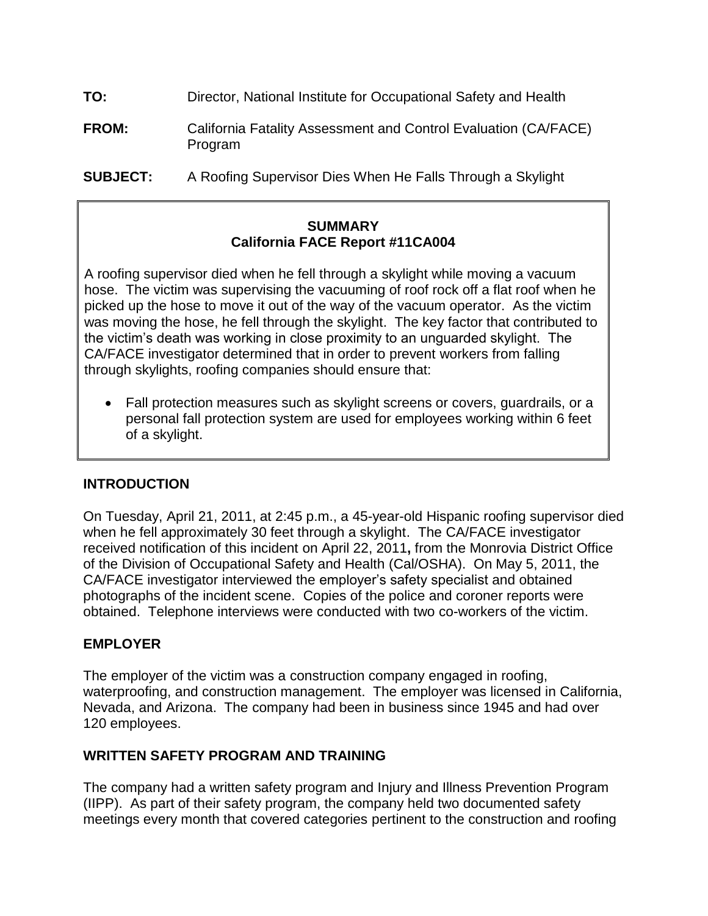**TO:** Director, National Institute for Occupational Safety and Health

**FROM:** California Fatality Assessment and Control Evaluation (CA/FACE) Program

**SUBJECT:** A Roofing Supervisor Dies When He Falls Through a Skylight

**SUMMARY**
**California FACE Report #11CA004**

A roofing supervisor died when he fell through a skylight while moving a vacuum hose. The victim was supervising the vacuuming of roof rock off a flat roof when he picked up the hose to move it out of the way of the vacuum operator. As the victim was moving the hose, he fell through the skylight. The key factor that contributed to the victim's death was working in close proximity to an unguarded skylight. The CA/FACE investigator determined that in order to prevent workers from falling through skylights, roofing companies should ensure that:

- Fall protection measures such as skylight screens or covers, guardrails, or a personal fall protection system are used for employees working within 6 feet of a skylight.

## INTRODUCTION

On Tuesday, April 21, 2011, at 2:45 p.m., a 45-year-old Hispanic roofing supervisor died when he fell approximately 30 feet through a skylight. The CA/FACE investigator received notification of this incident on April 22, 2011**,** from the Monrovia District Office of the Division of Occupational Safety and Health (Cal/OSHA). On May 5, 2011, the CA/FACE investigator interviewed the employer's safety specialist and obtained photographs of the incident scene. Copies of the police and coroner reports were obtained. Telephone interviews were conducted with two co-workers of the victim.

## EMPLOYER

The employer of the victim was a construction company engaged in roofing, waterproofing, and construction management. The employer was licensed in California, Nevada, and Arizona. The company had been in business since 1945 and had over 120 employees.

## WRITTEN SAFETY PROGRAM AND TRAINING

The company had a written safety program and Injury and Illness Prevention Program (IIPP). As part of their safety program, the company held two documented safety meetings every month that covered categories pertinent to the construction and roofing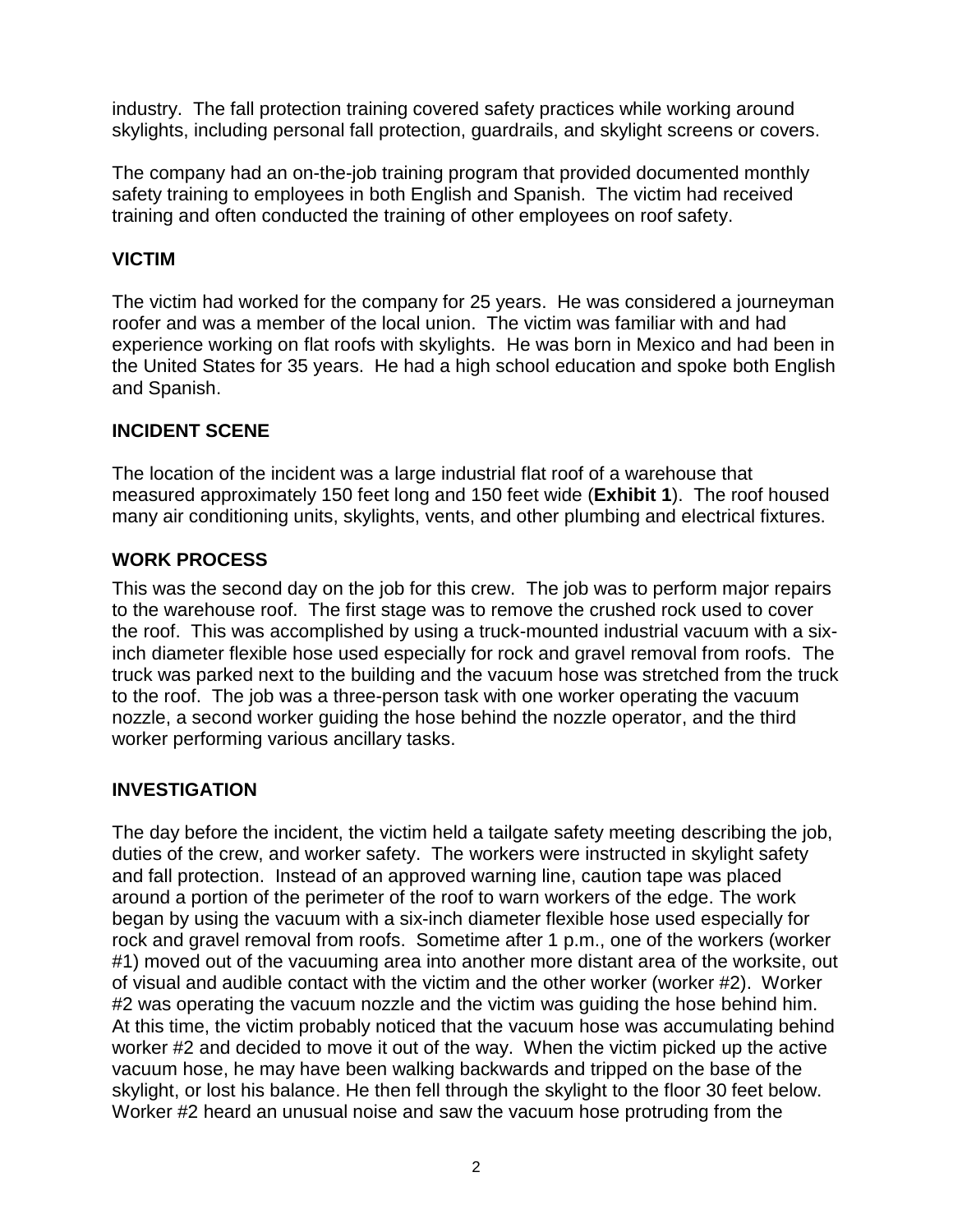industry. The fall protection training covered safety practices while working around skylights, including personal fall protection, guardrails, and skylight screens or covers.

The company had an on-the-job training program that provided documented monthly safety training to employees in both English and Spanish. The victim had received training and often conducted the training of other employees on roof safety.

## VICTIM

The victim had worked for the company for 25 years. He was considered a journeyman roofer and was a member of the local union. The victim was familiar with and had experience working on flat roofs with skylights. He was born in Mexico and had been in the United States for 35 years. He had a high school education and spoke both English and Spanish.

## INCIDENT SCENE

The location of the incident was a large industrial flat roof of a warehouse that measured approximately 150 feet long and 150 feet wide (**Exhibit 1**). The roof housed many air conditioning units, skylights, vents, and other plumbing and electrical fixtures.

## WORK PROCESS

This was the second day on the job for this crew. The job was to perform major repairs to the warehouse roof. The first stage was to remove the crushed rock used to cover the roof. This was accomplished by using a truck-mounted industrial vacuum with a six-inch diameter flexible hose used especially for rock and gravel removal from roofs. The truck was parked next to the building and the vacuum hose was stretched from the truck to the roof. The job was a three-person task with one worker operating the vacuum nozzle, a second worker guiding the hose behind the nozzle operator, and the third worker performing various ancillary tasks.

## INVESTIGATION

The day before the incident, the victim held a tailgate safety meeting describing the job, duties of the crew, and worker safety. The workers were instructed in skylight safety and fall protection. Instead of an approved warning line, caution tape was placed around a portion of the perimeter of the roof to warn workers of the edge. The work began by using the vacuum with a six-inch diameter flexible hose used especially for rock and gravel removal from roofs. Sometime after 1 p.m., one of the workers (worker #1) moved out of the vacuuming area into another more distant area of the worksite, out of visual and audible contact with the victim and the other worker (worker #2). Worker #2 was operating the vacuum nozzle and the victim was guiding the hose behind him. At this time, the victim probably noticed that the vacuum hose was accumulating behind worker #2 and decided to move it out of the way. When the victim picked up the active vacuum hose, he may have been walking backwards and tripped on the base of the skylight, or lost his balance. He then fell through the skylight to the floor 30 feet below. Worker #2 heard an unusual noise and saw the vacuum hose protruding from the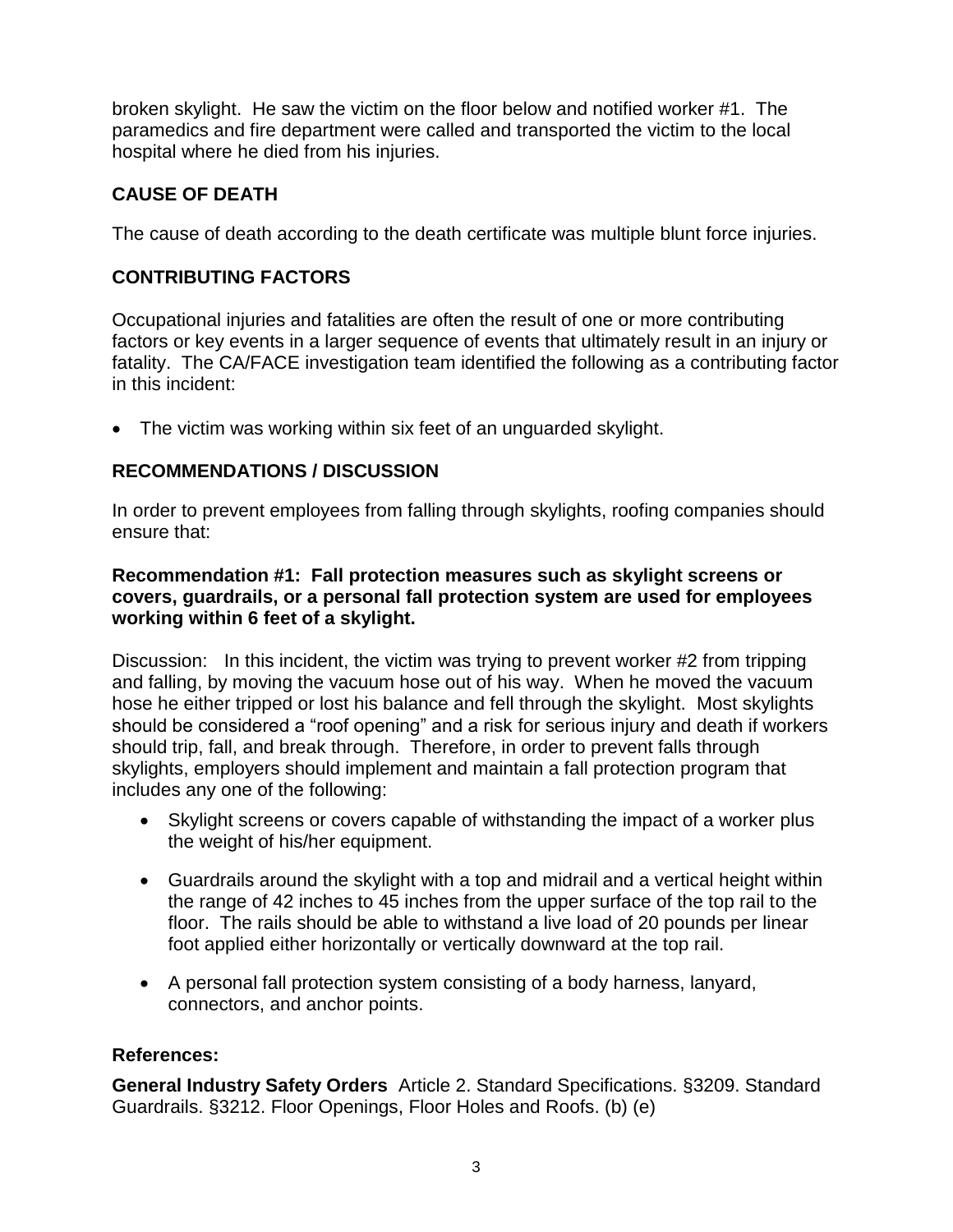broken skylight. He saw the victim on the floor below and notified worker #1. The paramedics and fire department were called and transported the victim to the local hospital where he died from his injuries.

## CAUSE OF DEATH

The cause of death according to the death certificate was multiple blunt force injuries.

## CONTRIBUTING FACTORS

Occupational injuries and fatalities are often the result of one or more contributing factors or key events in a larger sequence of events that ultimately result in an injury or fatality. The CA/FACE investigation team identified the following as a contributing factor in this incident:

- The victim was working within six feet of an unguarded skylight.

## RECOMMENDATIONS / DISCUSSION

In order to prevent employees from falling through skylights, roofing companies should ensure that:

**Recommendation #1: Fall protection measures such as skylight screens or covers, guardrails, or a personal fall protection system are used for employees working within 6 feet of a skylight.**

Discussion: In this incident, the victim was trying to prevent worker #2 from tripping and falling, by moving the vacuum hose out of his way. When he moved the vacuum hose he either tripped or lost his balance and fell through the skylight. Most skylights should be considered a "roof opening" and a risk for serious injury and death if workers should trip, fall, and break through. Therefore, in order to prevent falls through skylights, employers should implement and maintain a fall protection program that includes any one of the following:

- Skylight screens or covers capable of withstanding the impact of a worker plus the weight of his/her equipment.
- Guardrails around the skylight with a top and midrail and a vertical height within the range of 42 inches to 45 inches from the upper surface of the top rail to the floor. The rails should be able to withstand a live load of 20 pounds per linear foot applied either horizontally or vertically downward at the top rail.
- A personal fall protection system consisting of a body harness, lanyard, connectors, and anchor points.

### References:

**General Industry Safety Orders** Article 2. Standard Specifications. §3209. Standard Guardrails. §3212. Floor Openings, Floor Holes and Roofs. (b) (e)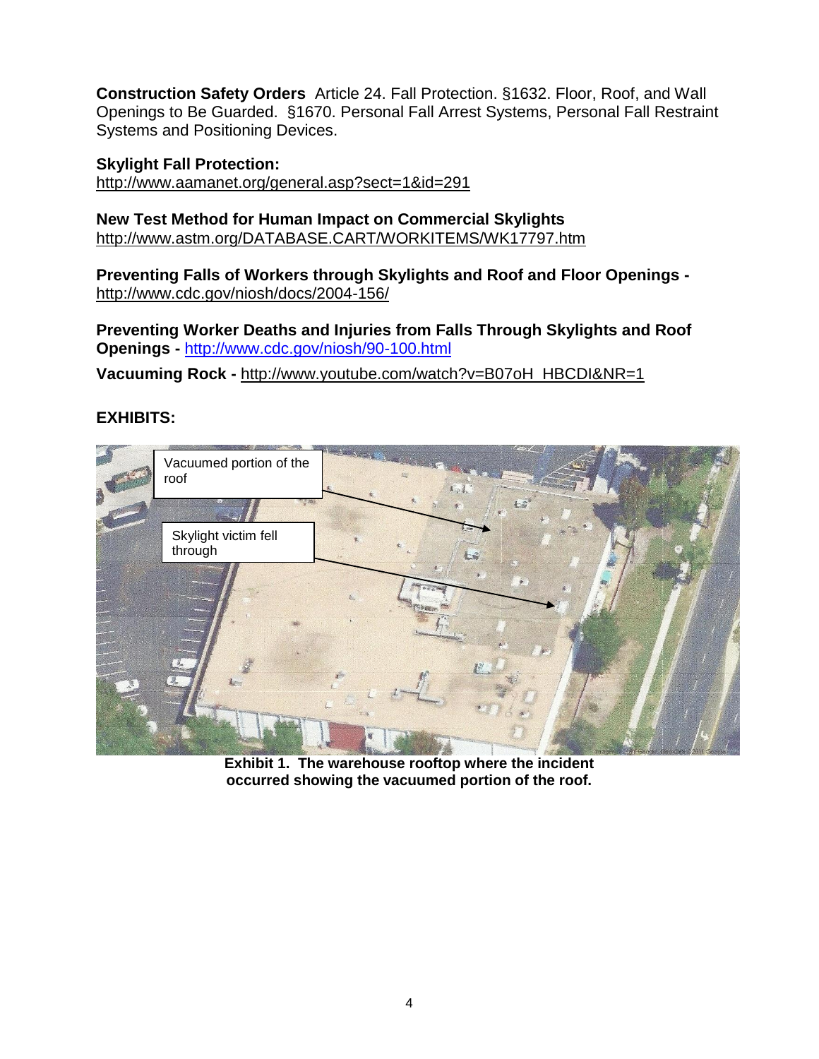**Construction Safety Orders** Article 24. Fall Protection. §1632. Floor, Roof, and Wall Openings to Be Guarded. §1670. Personal Fall Arrest Systems, Personal Fall Restraint Systems and Positioning Devices.

**Skylight Fall Protection:**
http://www.aamanet.org/general.asp?sect=1&id=291

**New Test Method for Human Impact on Commercial Skylights**
http://www.astm.org/DATABASE.CART/WORKITEMS/WK17797.htm

**Preventing Falls of Workers through Skylights and Roof and Floor Openings -** http://www.cdc.gov/niosh/docs/2004-156/

**Preventing Worker Deaths and Injuries from Falls Through Skylights and Roof Openings -** http://www.cdc.gov/niosh/90-100.html

**Vacuuming Rock -** http://www.youtube.com/watch?v=B07oH_HBCDI&NR=1

## EXHIBITS:

Vacuumed portion of the roof

Skylight victim fell through

**Exhibit 1. The warehouse rooftop where the incident occurred showing the vacuumed portion of the roof.**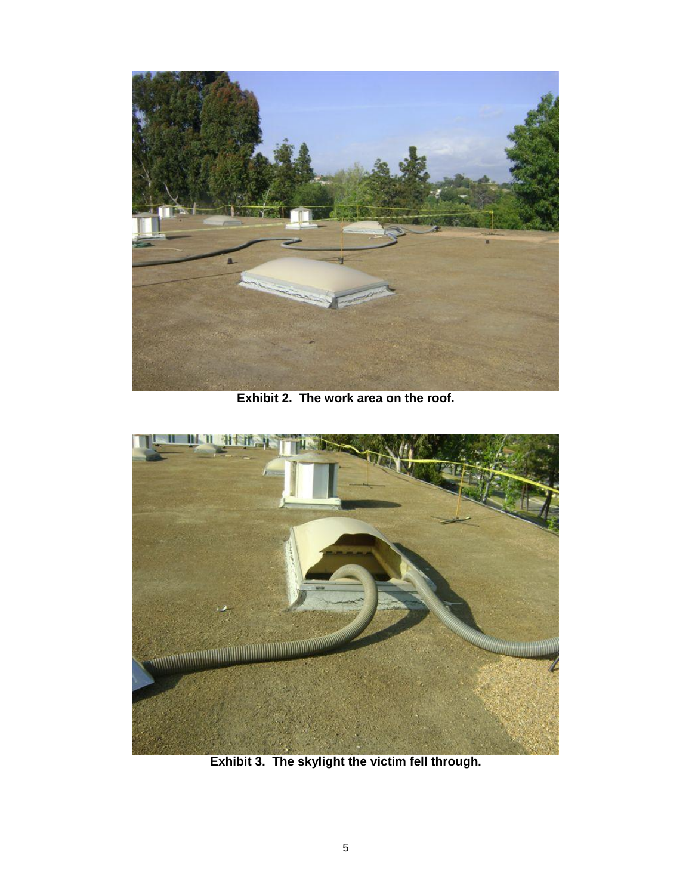**Exhibit 2. The work area on the roof.**

**Exhibit 3. The skylight the victim fell through.**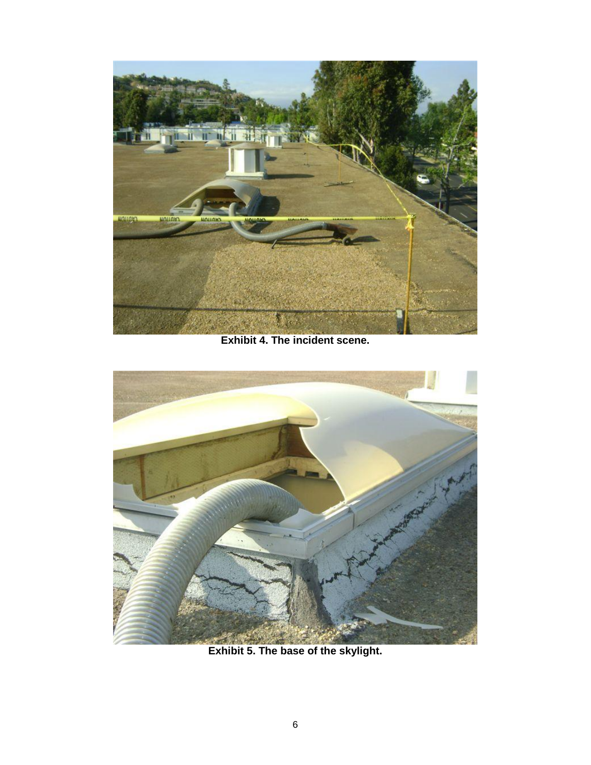**Exhibit 4. The incident scene.**

**Exhibit 5. The base of the skylight.**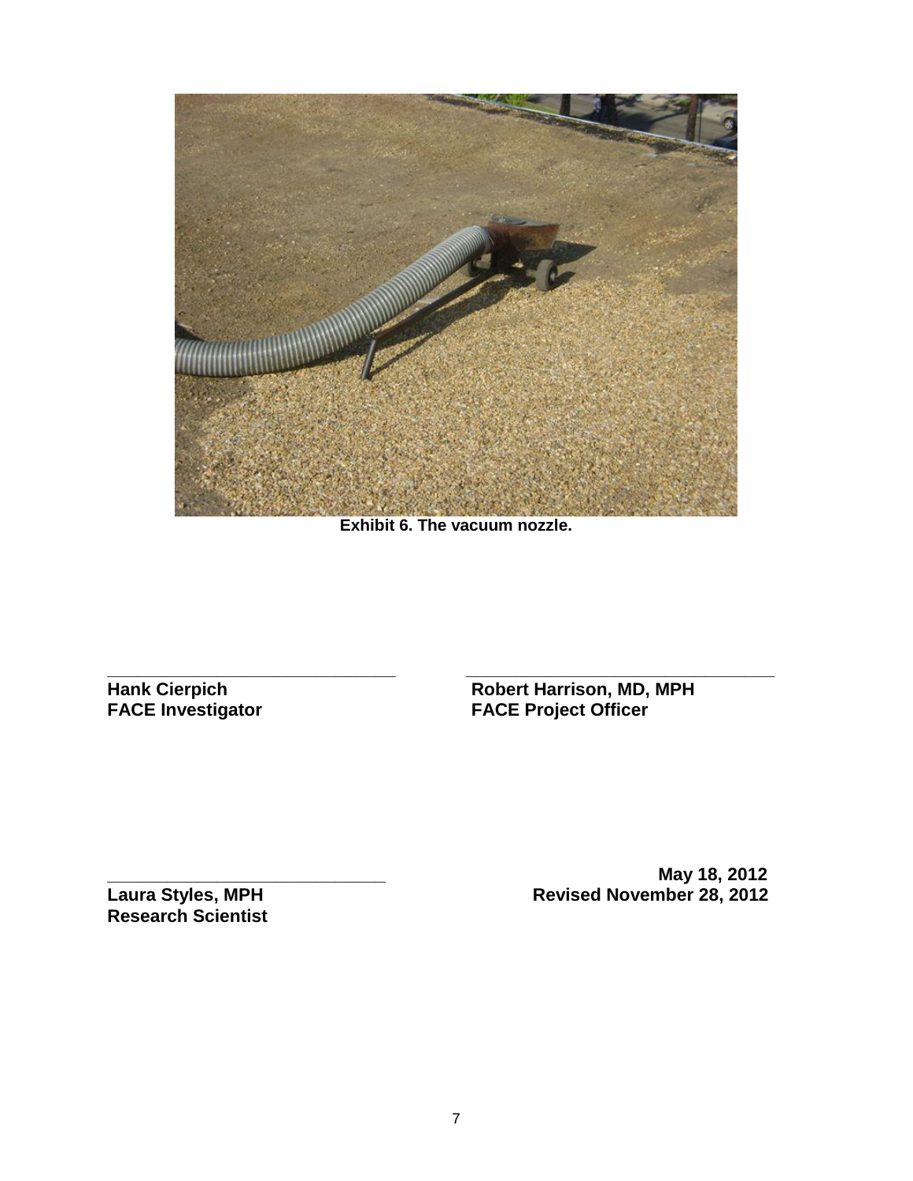**Exhibit 6. The vacuum nozzle.**

**Hank Cierpich**
**FACE Investigator**

**Robert Harrison, MD, MPH**
**FACE Project Officer**

**Laura Styles, MPH**
**Research Scientist**

**May 18, 2012**
**Revised November 28, 2012**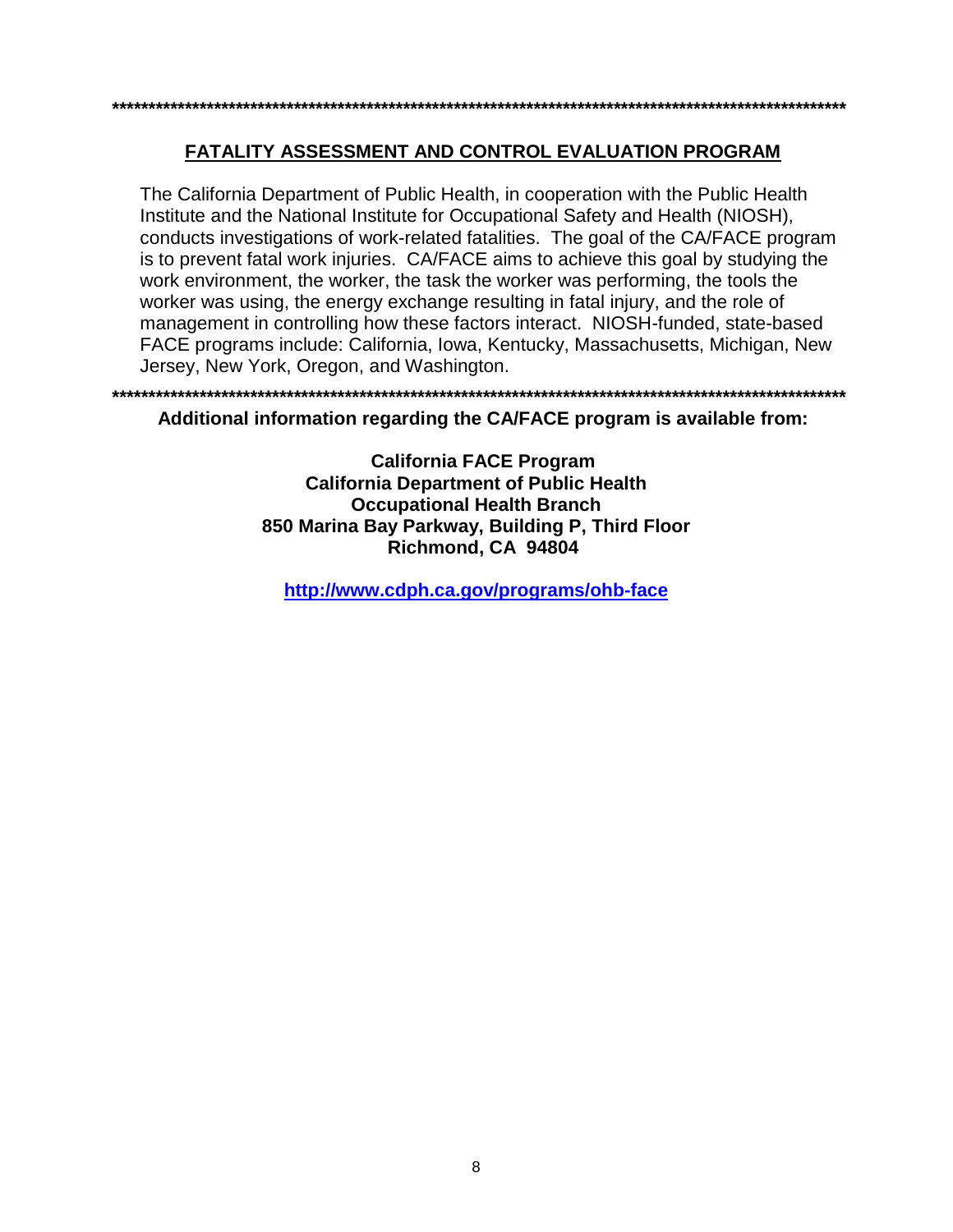******************************************************************************************

## FATALITY ASSESSMENT AND CONTROL EVALUATION PROGRAM

The California Department of Public Health, in cooperation with the Public Health Institute and the National Institute for Occupational Safety and Health (NIOSH), conducts investigations of work-related fatalities. The goal of the CA/FACE program is to prevent fatal work injuries. CA/FACE aims to achieve this goal by studying the work environment, the worker, the task the worker was performing, the tools the worker was using, the energy exchange resulting in fatal injury, and the role of management in controlling how these factors interact. NIOSH-funded, state-based FACE programs include: California, Iowa, Kentucky, Massachusetts, Michigan, New Jersey, New York, Oregon, and Washington.

******************************************************************************************

**Additional information regarding the CA/FACE program is available from:**

**California FACE Program**
**California Department of Public Health**
**Occupational Health Branch**
**850 Marina Bay Parkway, Building P, Third Floor**
**Richmond, CA 94804**

**http://www.cdph.ca.gov/programs/ohb-face**